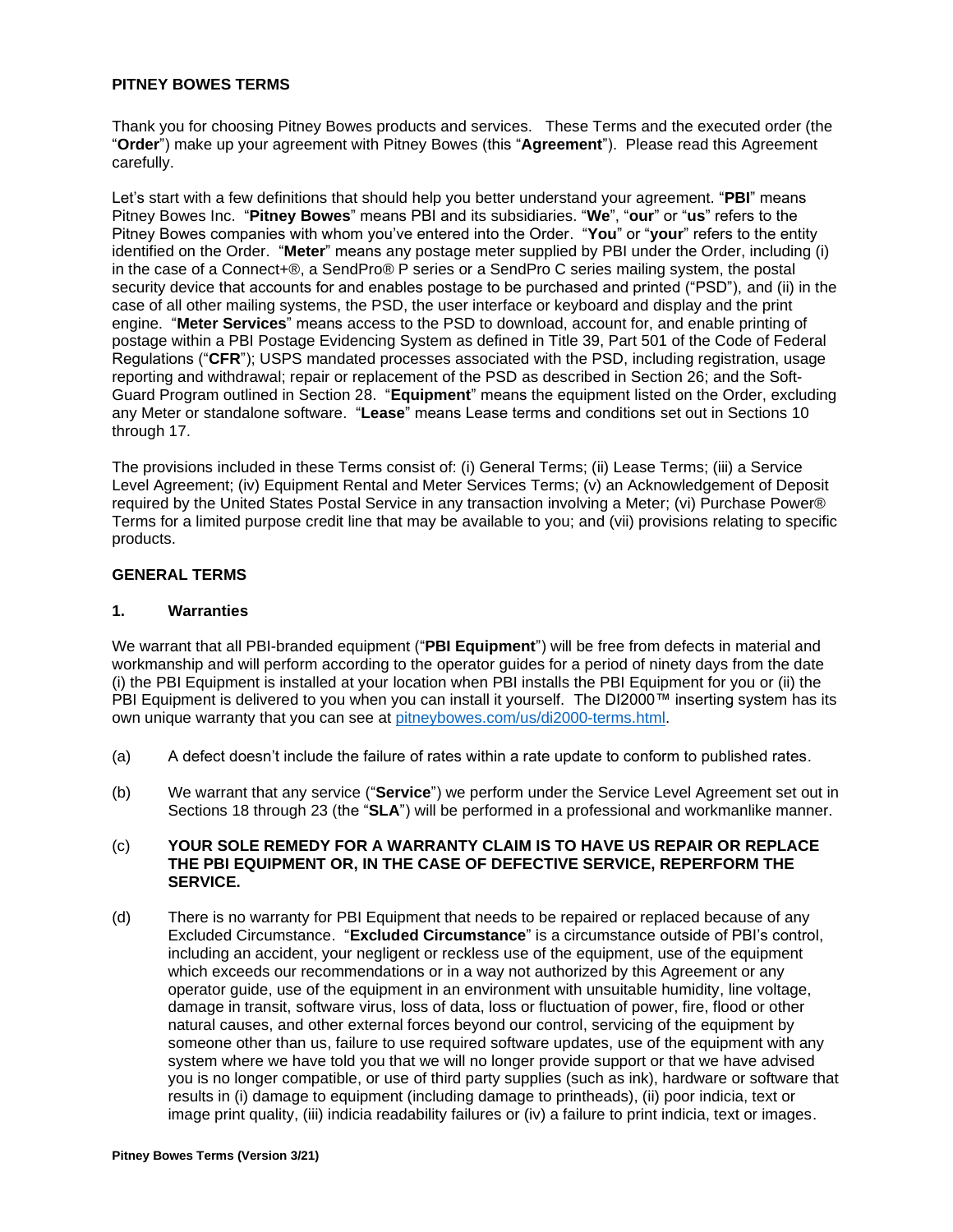# PITNEY BOWES TERMS

Thank you for choosing Pitney Bowes products and services. These Terms and the executed order (the "**Order**") make up your agreement with Pitney Bowes (this "**Agreement**"). Please read this Agreement carefully.

Let's start with a few definitions that should help you better understand your agreement. "**PBI**" means Pitney Bowes Inc. "**Pitney Bowes**" means PBI and its subsidiaries. "**We**", "**our**" or "**us**" refers to the Pitney Bowes companies with whom you've entered into the Order. "**You**" or "**your**" refers to the entity identified on the Order. "**Meter**" means any postage meter supplied by PBI under the Order, including (i) in the case of a Connect+®, a SendPro® P series or a SendPro C series mailing system, the postal security device that accounts for and enables postage to be purchased and printed ("PSD"), and (ii) in the case of all other mailing systems, the PSD, the user interface or keyboard and display and the print engine. "**Meter Services**" means access to the PSD to download, account for, and enable printing of postage within a PBI Postage Evidencing System as defined in Title 39, Part 501 of the Code of Federal Regulations ("**CFR**"); USPS mandated processes associated with the PSD, including registration, usage reporting and withdrawal; repair or replacement of the PSD as described in Section 26; and the Soft-Guard Program outlined in Section 28. "**Equipment**" means the equipment listed on the Order, excluding any Meter or standalone software. "**Lease**" means Lease terms and conditions set out in Sections 10 through 17.

The provisions included in these Terms consist of: (i) General Terms; (ii) Lease Terms; (iii) a Service Level Agreement; (iv) Equipment Rental and Meter Services Terms; (v) an Acknowledgement of Deposit required by the United States Postal Service in any transaction involving a Meter; (vi) Purchase Power® Terms for a limited purpose credit line that may be available to you; and (vii) provisions relating to specific products.

## GENERAL TERMS

### 1. Warranties

We warrant that all PBI-branded equipment ("**PBI Equipment**") will be free from defects in material and workmanship and will perform according to the operator guides for a period of ninety days from the date (i) the PBI Equipment is installed at your location when PBI installs the PBI Equipment for you or (ii) the PBI Equipment is delivered to you when you can install it yourself. The DI2000™ inserting system has its own unique warranty that you can see at [pitneybowes.com/us/di2000-terms.html](pitneybowes.com/us/di2000-terms.html).

(a) A defect doesn't include the failure of rates within a rate update to conform to published rates.

(b) We warrant that any service ("**Service**") we perform under the Service Level Agreement set out in Sections 18 through 23 (the "**SLA**") will be performed in a professional and workmanlike manner.

(c) **YOUR SOLE REMEDY FOR A WARRANTY CLAIM IS TO HAVE US REPAIR OR REPLACE THE PBI EQUIPMENT OR, IN THE CASE OF DEFECTIVE SERVICE, REPERFORM THE SERVICE.**

(d) There is no warranty for PBI Equipment that needs to be repaired or replaced because of any Excluded Circumstance. "**Excluded Circumstance**" is a circumstance outside of PBI's control, including an accident, your negligent or reckless use of the equipment, use of the equipment which exceeds our recommendations or in a way not authorized by this Agreement or any operator guide, use of the equipment in an environment with unsuitable humidity, line voltage, damage in transit, software virus, loss of data, loss or fluctuation of power, fire, flood or other natural causes, and other external forces beyond our control, servicing of the equipment by someone other than us, failure to use required software updates, use of the equipment with any system where we have told you that we will no longer provide support or that we have advised you is no longer compatible, or use of third party supplies (such as ink), hardware or software that results in (i) damage to equipment (including damage to printheads), (ii) poor indicia, text or image print quality, (iii) indicia readability failures or (iv) a failure to print indicia, text or images.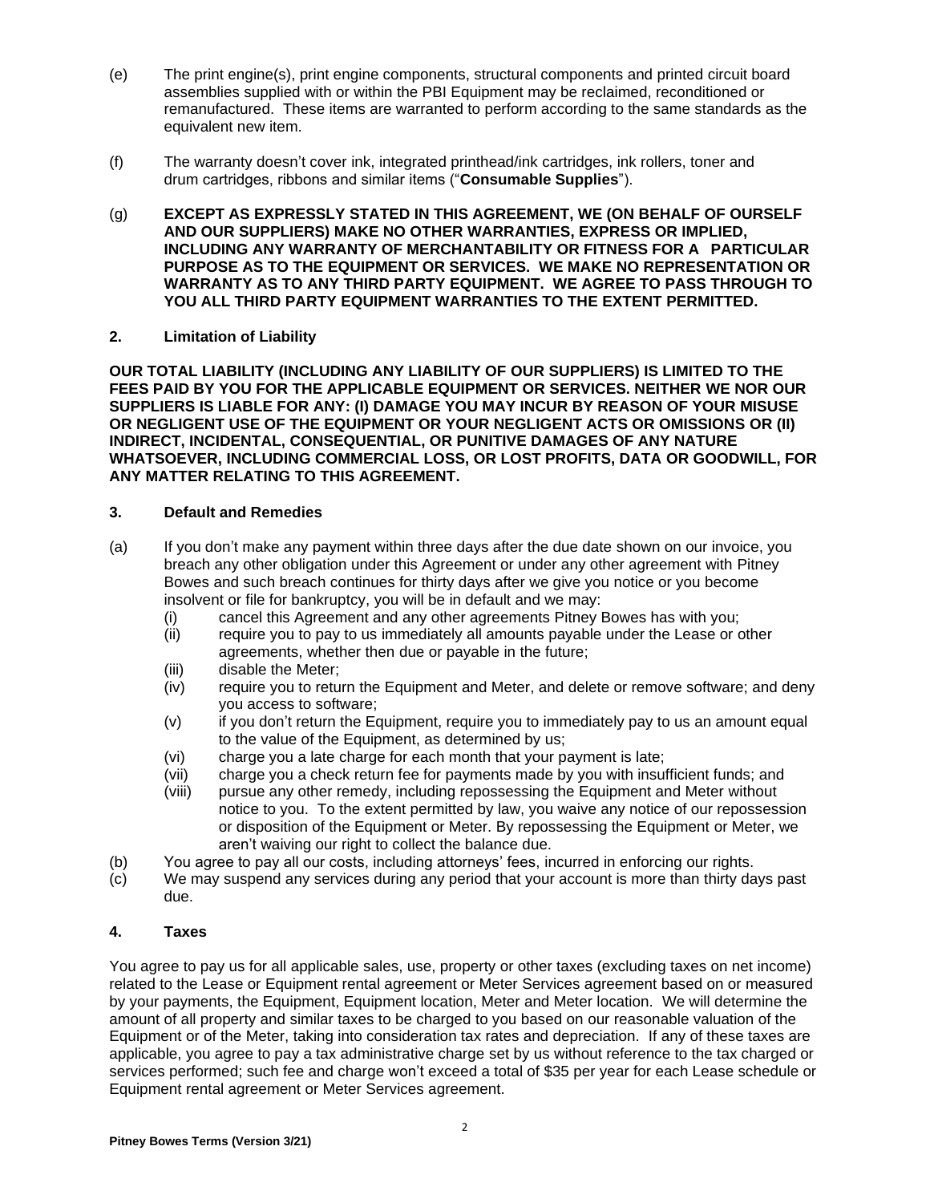(e) The print engine(s), print engine components, structural components and printed circuit board assemblies supplied with or within the PBI Equipment may be reclaimed, reconditioned or remanufactured. These items are warranted to perform according to the same standards as the equivalent new item.

(f) The warranty doesn't cover ink, integrated printhead/ink cartridges, ink rollers, toner and drum cartridges, ribbons and similar items ("**Consumable Supplies**").

(g) **EXCEPT AS EXPRESSLY STATED IN THIS AGREEMENT, WE (ON BEHALF OF OURSELF AND OUR SUPPLIERS) MAKE NO OTHER WARRANTIES, EXPRESS OR IMPLIED, INCLUDING ANY WARRANTY OF MERCHANTABILITY OR FITNESS FOR A PARTICULAR PURPOSE AS TO THE EQUIPMENT OR SERVICES. WE MAKE NO REPRESENTATION OR WARRANTY AS TO ANY THIRD PARTY EQUIPMENT. WE AGREE TO PASS THROUGH TO YOU ALL THIRD PARTY EQUIPMENT WARRANTIES TO THE EXTENT PERMITTED.**

## 2. Limitation of Liability

**OUR TOTAL LIABILITY (INCLUDING ANY LIABILITY OF OUR SUPPLIERS) IS LIMITED TO THE FEES PAID BY YOU FOR THE APPLICABLE EQUIPMENT OR SERVICES. NEITHER WE NOR OUR SUPPLIERS IS LIABLE FOR ANY: (I) DAMAGE YOU MAY INCUR BY REASON OF YOUR MISUSE OR NEGLIGENT USE OF THE EQUIPMENT OR YOUR NEGLIGENT ACTS OR OMISSIONS OR (II) INDIRECT, INCIDENTAL, CONSEQUENTIAL, OR PUNITIVE DAMAGES OF ANY NATURE WHATSOEVER, INCLUDING COMMERCIAL LOSS, OR LOST PROFITS, DATA OR GOODWILL, FOR ANY MATTER RELATING TO THIS AGREEMENT.**

## 3. Default and Remedies

(a) If you don't make any payment within three days after the due date shown on our invoice, you breach any other obligation under this Agreement or under any other agreement with Pitney Bowes and such breach continues for thirty days after we give you notice or you become insolvent or file for bankruptcy, you will be in default and we may:
  - (i) cancel this Agreement and any other agreements Pitney Bowes has with you;
  - (ii) require you to pay to us immediately all amounts payable under the Lease or other agreements, whether then due or payable in the future;
  - (iii) disable the Meter;
  - (iv) require you to return the Equipment and Meter, and delete or remove software; and deny you access to software;
  - (v) if you don't return the Equipment, require you to immediately pay to us an amount equal to the value of the Equipment, as determined by us;
  - (vi) charge you a late charge for each month that your payment is late;
  - (vii) charge you a check return fee for payments made by you with insufficient funds; and
  - (viii) pursue any other remedy, including repossessing the Equipment and Meter without notice to you. To the extent permitted by law, you waive any notice of our repossession or disposition of the Equipment or Meter. By repossessing the Equipment or Meter, we aren't waiving our right to collect the balance due.

(b) You agree to pay all our costs, including attorneys' fees, incurred in enforcing our rights.

(c) We may suspend any services during any period that your account is more than thirty days past due.

## 4. Taxes

You agree to pay us for all applicable sales, use, property or other taxes (excluding taxes on net income) related to the Lease or Equipment rental agreement or Meter Services agreement based on or measured by your payments, the Equipment, Equipment location, Meter and Meter location. We will determine the amount of all property and similar taxes to be charged to you based on our reasonable valuation of the Equipment or of the Meter, taking into consideration tax rates and depreciation. If any of these taxes are applicable, you agree to pay a tax administrative charge set by us without reference to the tax charged or services performed; such fee and charge won't exceed a total of $35 per year for each Lease schedule or Equipment rental agreement or Meter Services agreement.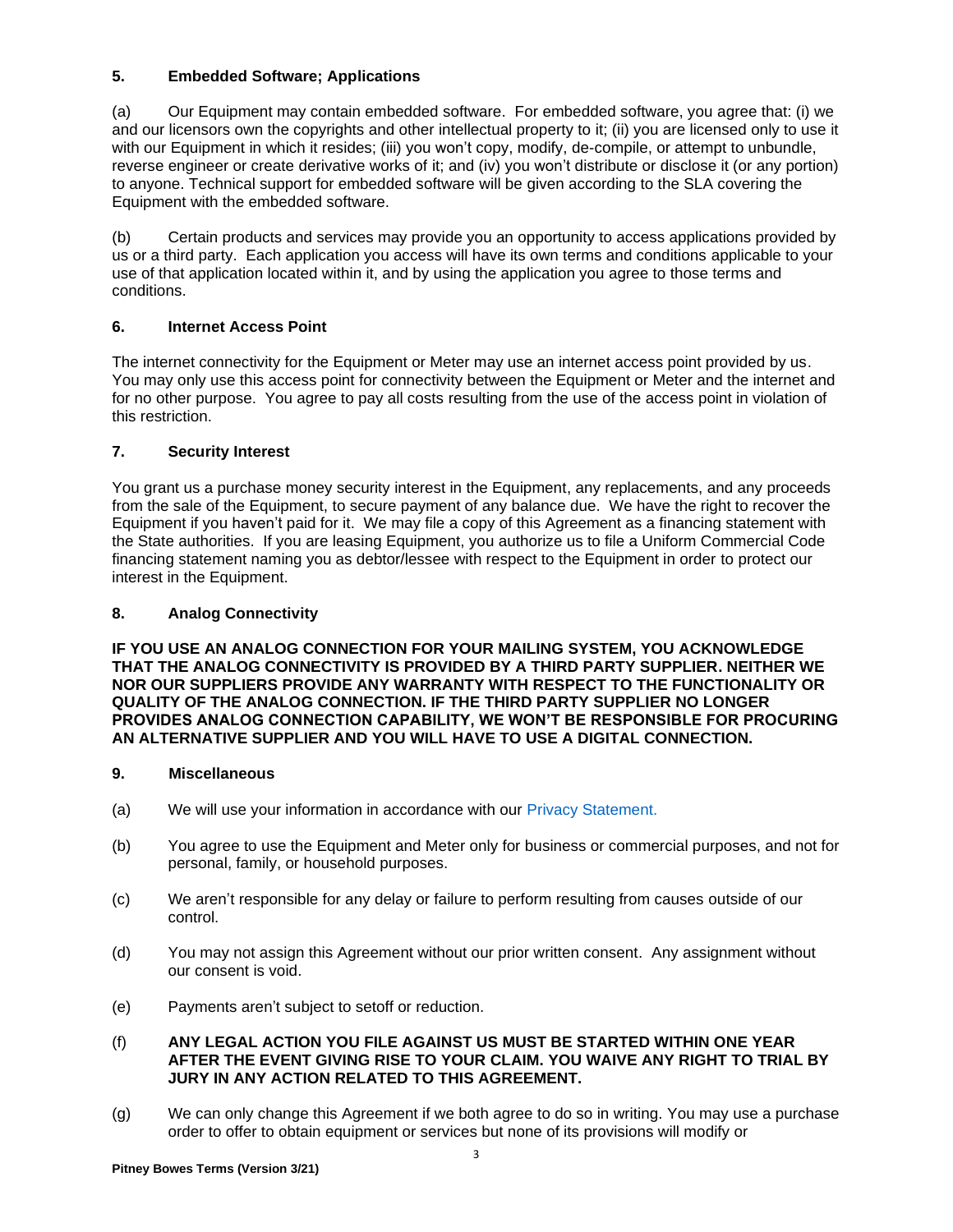### 5. Embedded Software; Applications

(a) Our Equipment may contain embedded software. For embedded software, you agree that: (i) we and our licensors own the copyrights and other intellectual property to it; (ii) you are licensed only to use it with our Equipment in which it resides; (iii) you won't copy, modify, de-compile, or attempt to unbundle, reverse engineer or create derivative works of it; and (iv) you won't distribute or disclose it (or any portion) to anyone. Technical support for embedded software will be given according to the SLA covering the Equipment with the embedded software.

(b) Certain products and services may provide you an opportunity to access applications provided by us or a third party. Each application you access will have its own terms and conditions applicable to your use of that application located within it, and by using the application you agree to those terms and conditions.

### 6. Internet Access Point

The internet connectivity for the Equipment or Meter may use an internet access point provided by us. You may only use this access point for connectivity between the Equipment or Meter and the internet and for no other purpose. You agree to pay all costs resulting from the use of the access point in violation of this restriction.

### 7. Security Interest

You grant us a purchase money security interest in the Equipment, any replacements, and any proceeds from the sale of the Equipment, to secure payment of any balance due. We have the right to recover the Equipment if you haven't paid for it. We may file a copy of this Agreement as a financing statement with the State authorities. If you are leasing Equipment, you authorize us to file a Uniform Commercial Code financing statement naming you as debtor/lessee with respect to the Equipment in order to protect our interest in the Equipment.

### 8. Analog Connectivity

**IF YOU USE AN ANALOG CONNECTION FOR YOUR MAILING SYSTEM, YOU ACKNOWLEDGE THAT THE ANALOG CONNECTIVITY IS PROVIDED BY A THIRD PARTY SUPPLIER. NEITHER WE NOR OUR SUPPLIERS PROVIDE ANY WARRANTY WITH RESPECT TO THE FUNCTIONALITY OR QUALITY OF THE ANALOG CONNECTION. IF THE THIRD PARTY SUPPLIER NO LONGER PROVIDES ANALOG CONNECTION CAPABILITY, WE WON'T BE RESPONSIBLE FOR PROCURING AN ALTERNATIVE SUPPLIER AND YOU WILL HAVE TO USE A DIGITAL CONNECTION.**

### 9. Miscellaneous

(a) We will use your information in accordance with our Privacy Statement.

(b) You agree to use the Equipment and Meter only for business or commercial purposes, and not for personal, family, or household purposes.

(c) We aren't responsible for any delay or failure to perform resulting from causes outside of our control.

(d) You may not assign this Agreement without our prior written consent. Any assignment without our consent is void.

(e) Payments aren't subject to setoff or reduction.

(f) **ANY LEGAL ACTION YOU FILE AGAINST US MUST BE STARTED WITHIN ONE YEAR AFTER THE EVENT GIVING RISE TO YOUR CLAIM. YOU WAIVE ANY RIGHT TO TRIAL BY JURY IN ANY ACTION RELATED TO THIS AGREEMENT.**

(g) We can only change this Agreement if we both agree to do so in writing. You may use a purchase order to offer to obtain equipment or services but none of its provisions will modify or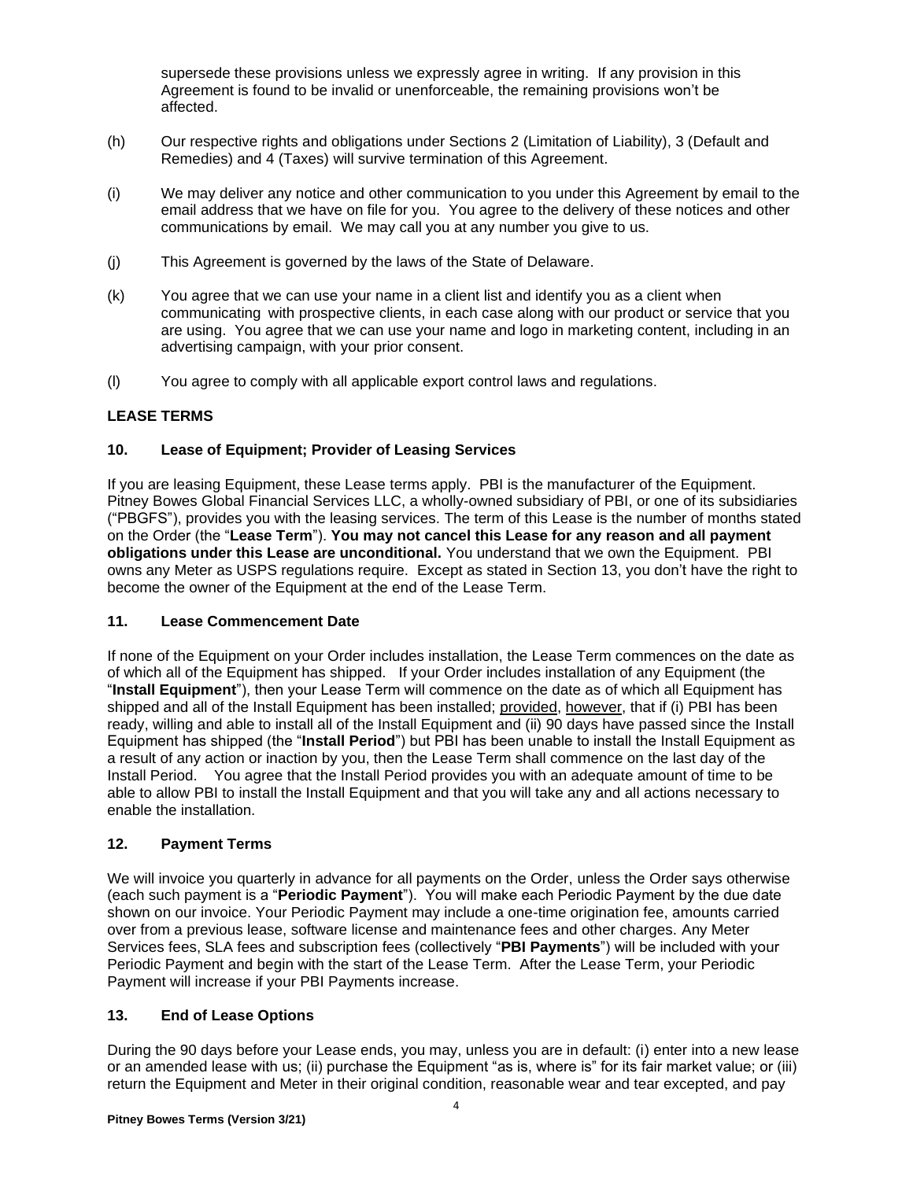supersede these provisions unless we expressly agree in writing. If any provision in this Agreement is found to be invalid or unenforceable, the remaining provisions won't be affected.

(h) Our respective rights and obligations under Sections 2 (Limitation of Liability), 3 (Default and Remedies) and 4 (Taxes) will survive termination of this Agreement.

(i) We may deliver any notice and other communication to you under this Agreement by email to the email address that we have on file for you. You agree to the delivery of these notices and other communications by email. We may call you at any number you give to us.

(j) This Agreement is governed by the laws of the State of Delaware.

(k) You agree that we can use your name in a client list and identify you as a client when communicating with prospective clients, in each case along with our product or service that you are using. You agree that we can use your name and logo in marketing content, including in an advertising campaign, with your prior consent.

(l) You agree to comply with all applicable export control laws and regulations.

## LEASE TERMS

### 10. Lease of Equipment; Provider of Leasing Services

If you are leasing Equipment, these Lease terms apply. PBI is the manufacturer of the Equipment. Pitney Bowes Global Financial Services LLC, a wholly-owned subsidiary of PBI, or one of its subsidiaries ("PBGFS"), provides you with the leasing services. The term of this Lease is the number of months stated on the Order (the "**Lease Term**"). **You may not cancel this Lease for any reason and all payment obligations under this Lease are unconditional.** You understand that we own the Equipment. PBI owns any Meter as USPS regulations require. Except as stated in Section 13, you don't have the right to become the owner of the Equipment at the end of the Lease Term.

### 11. Lease Commencement Date

If none of the Equipment on your Order includes installation, the Lease Term commences on the date as of which all of the Equipment has shipped. If your Order includes installation of any Equipment (the "**Install Equipment**"), then your Lease Term will commence on the date as of which all Equipment has shipped and all of the Install Equipment has been installed; provided, however, that if (i) PBI has been ready, willing and able to install all of the Install Equipment and (ii) 90 days have passed since the Install Equipment has shipped (the "**Install Period**") but PBI has been unable to install the Install Equipment as a result of any action or inaction by you, then the Lease Term shall commence on the last day of the Install Period. You agree that the Install Period provides you with an adequate amount of time to be able to allow PBI to install the Install Equipment and that you will take any and all actions necessary to enable the installation.

### 12. Payment Terms

We will invoice you quarterly in advance for all payments on the Order, unless the Order says otherwise (each such payment is a "**Periodic Payment**"). You will make each Periodic Payment by the due date shown on our invoice. Your Periodic Payment may include a one-time origination fee, amounts carried over from a previous lease, software license and maintenance fees and other charges. Any Meter Services fees, SLA fees and subscription fees (collectively "**PBI Payments**") will be included with your Periodic Payment and begin with the start of the Lease Term. After the Lease Term, your Periodic Payment will increase if your PBI Payments increase.

### 13. End of Lease Options

During the 90 days before your Lease ends, you may, unless you are in default: (i) enter into a new lease or an amended lease with us; (ii) purchase the Equipment "as is, where is" for its fair market value; or (iii) return the Equipment and Meter in their original condition, reasonable wear and tear excepted, and pay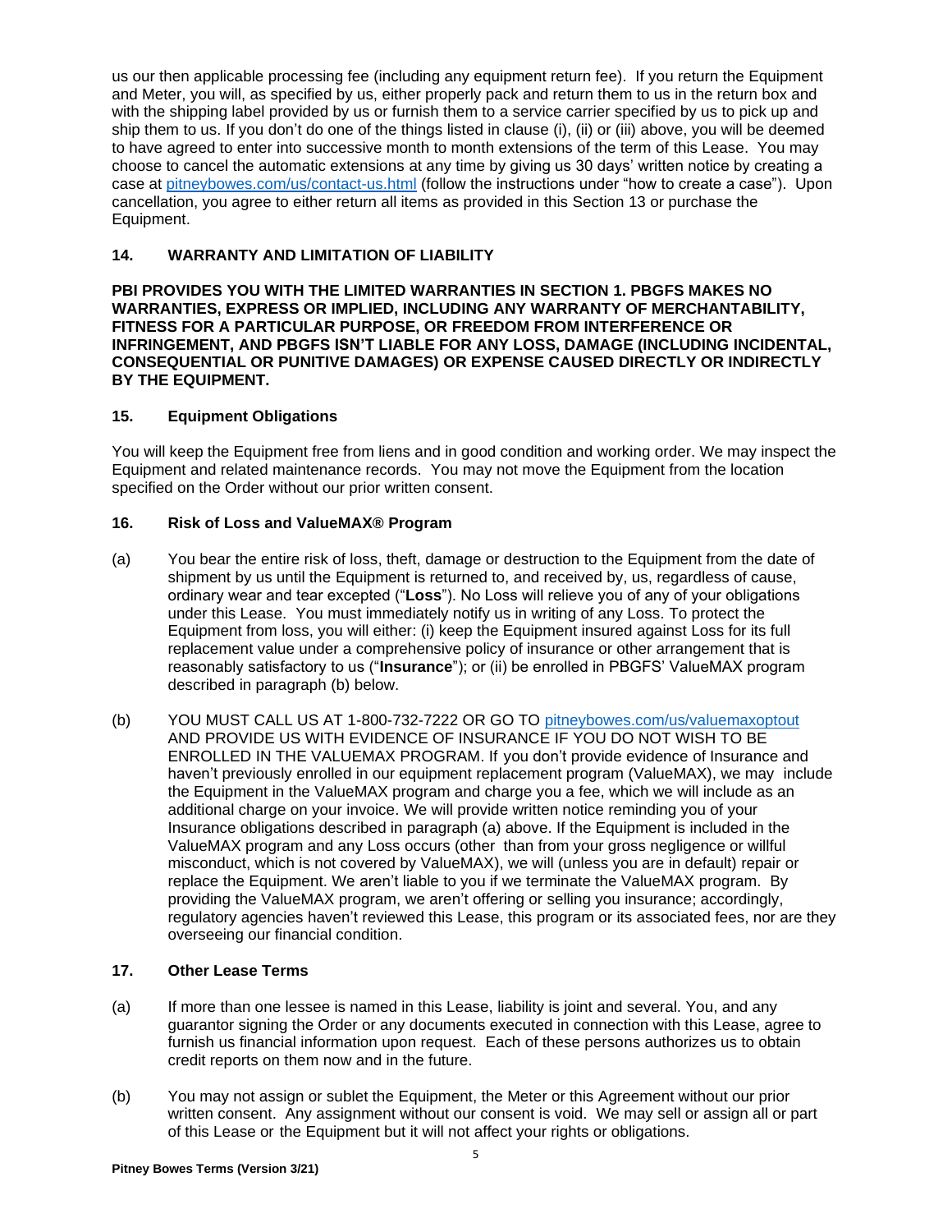us our then applicable processing fee (including any equipment return fee). If you return the Equipment and Meter, you will, as specified by us, either properly pack and return them to us in the return box and with the shipping label provided by us or furnish them to a service carrier specified by us to pick up and ship them to us. If you don't do one of the things listed in clause (i), (ii) or (iii) above, you will be deemed to have agreed to enter into successive month to month extensions of the term of this Lease. You may choose to cancel the automatic extensions at any time by giving us 30 days' written notice by creating a case at [pitneybowes.com/us/contact-us.html](pitneybowes.com/us/contact-us.html) (follow the instructions under "how to create a case"). Upon cancellation, you agree to either return all items as provided in this Section 13 or purchase the Equipment.

### 14. WARRANTY AND LIMITATION OF LIABILITY

**PBI PROVIDES YOU WITH THE LIMITED WARRANTIES IN SECTION 1. PBGFS MAKES NO WARRANTIES, EXPRESS OR IMPLIED, INCLUDING ANY WARRANTY OF MERCHANTABILITY, FITNESS FOR A PARTICULAR PURPOSE, OR FREEDOM FROM INTERFERENCE OR INFRINGEMENT, AND PBGFS ISN'T LIABLE FOR ANY LOSS, DAMAGE (INCLUDING INCIDENTAL, CONSEQUENTIAL OR PUNITIVE DAMAGES) OR EXPENSE CAUSED DIRECTLY OR INDIRECTLY BY THE EQUIPMENT.**

### 15. Equipment Obligations

You will keep the Equipment free from liens and in good condition and working order. We may inspect the Equipment and related maintenance records. You may not move the Equipment from the location specified on the Order without our prior written consent.

### 16. Risk of Loss and ValueMAX® Program

(a) You bear the entire risk of loss, theft, damage or destruction to the Equipment from the date of shipment by us until the Equipment is returned to, and received by, us, regardless of cause, ordinary wear and tear excepted ("**Loss**"). No Loss will relieve you of any of your obligations under this Lease. You must immediately notify us in writing of any Loss. To protect the Equipment from loss, you will either: (i) keep the Equipment insured against Loss for its full replacement value under a comprehensive policy of insurance or other arrangement that is reasonably satisfactory to us ("**Insurance**"); or (ii) be enrolled in PBGFS' ValueMAX program described in paragraph (b) below.

(b) YOU MUST CALL US AT 1-800-732-7222 OR GO TO [pitneybowes.com/us/valuemaxoptout](pitneybowes.com/us/valuemaxoptout) AND PROVIDE US WITH EVIDENCE OF INSURANCE IF YOU DO NOT WISH TO BE ENROLLED IN THE VALUEMAX PROGRAM. If you don't provide evidence of Insurance and haven't previously enrolled in our equipment replacement program (ValueMAX), we may include the Equipment in the ValueMAX program and charge you a fee, which we will include as an additional charge on your invoice. We will provide written notice reminding you of your Insurance obligations described in paragraph (a) above. If the Equipment is included in the ValueMAX program and any Loss occurs (other than from your gross negligence or willful misconduct, which is not covered by ValueMAX), we will (unless you are in default) repair or replace the Equipment. We aren't liable to you if we terminate the ValueMAX program. By providing the ValueMAX program, we aren't offering or selling you insurance; accordingly, regulatory agencies haven't reviewed this Lease, this program or its associated fees, nor are they overseeing our financial condition.

### 17. Other Lease Terms

(a) If more than one lessee is named in this Lease, liability is joint and several. You, and any guarantor signing the Order or any documents executed in connection with this Lease, agree to furnish us financial information upon request. Each of these persons authorizes us to obtain credit reports on them now and in the future.

(b) You may not assign or sublet the Equipment, the Meter or this Agreement without our prior written consent. Any assignment without our consent is void. We may sell or assign all or part of this Lease or the Equipment but it will not affect your rights or obligations.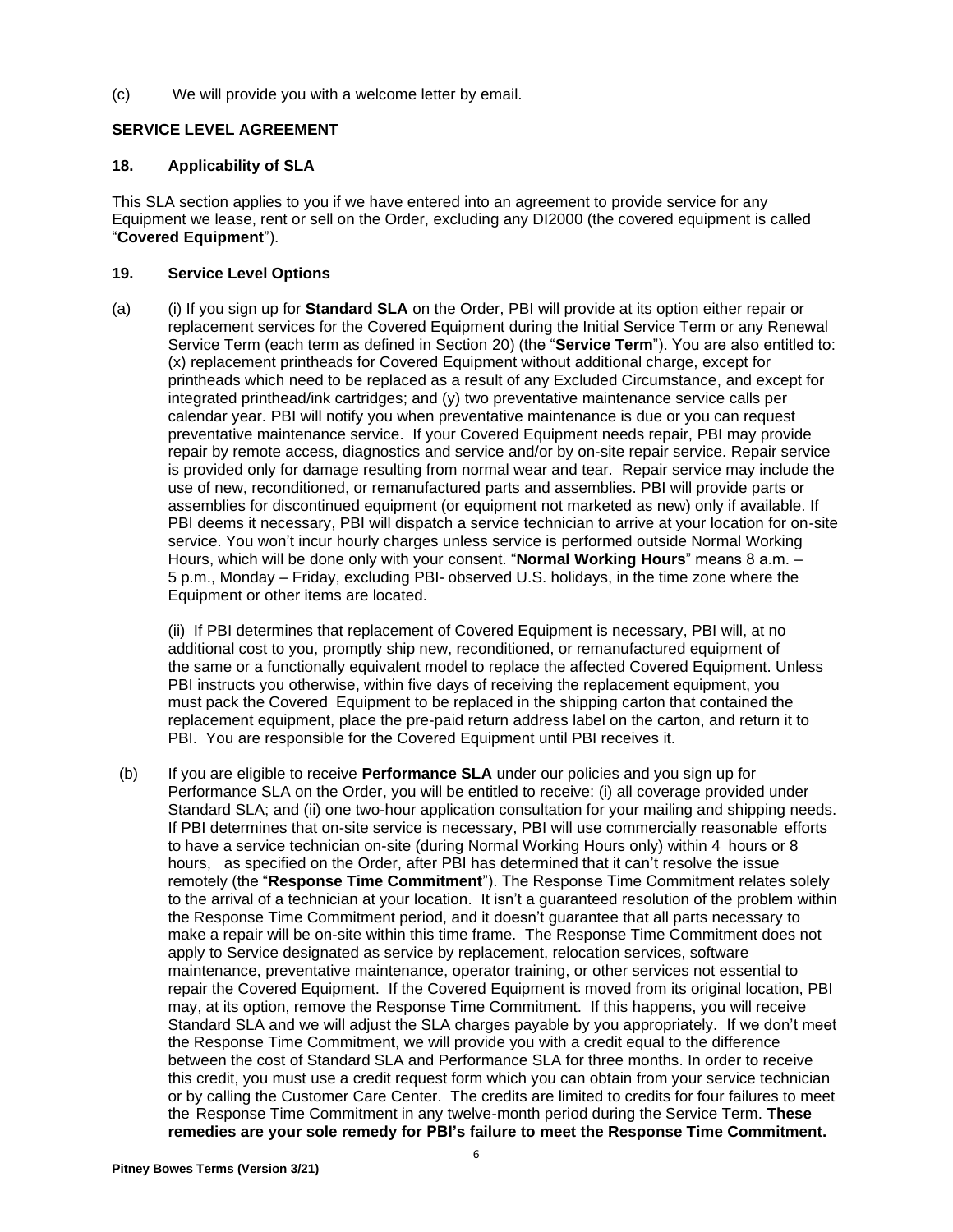(c) We will provide you with a welcome letter by email.

## SERVICE LEVEL AGREEMENT

### 18. Applicability of SLA

This SLA section applies to you if we have entered into an agreement to provide service for any Equipment we lease, rent or sell on the Order, excluding any DI2000 (the covered equipment is called "**Covered Equipment**").

### 19. Service Level Options

(a) (i) If you sign up for **Standard SLA** on the Order, PBI will provide at its option either repair or replacement services for the Covered Equipment during the Initial Service Term or any Renewal Service Term (each term as defined in Section 20) (the "**Service Term**"). You are also entitled to: (x) replacement printheads for Covered Equipment without additional charge, except for printheads which need to be replaced as a result of any Excluded Circumstance, and except for integrated printhead/ink cartridges; and (y) two preventative maintenance service calls per calendar year. PBI will notify you when preventative maintenance is due or you can request preventative maintenance service. If your Covered Equipment needs repair, PBI may provide repair by remote access, diagnostics and service and/or by on-site repair service. Repair service is provided only for damage resulting from normal wear and tear. Repair service may include the use of new, reconditioned, or remanufactured parts and assemblies. PBI will provide parts or assemblies for discontinued equipment (or equipment not marketed as new) only if available. If PBI deems it necessary, PBI will dispatch a service technician to arrive at your location for on-site service. You won't incur hourly charges unless service is performed outside Normal Working Hours, which will be done only with your consent. "**Normal Working Hours**" means 8 a.m. – 5 p.m., Monday – Friday, excluding PBI- observed U.S. holidays, in the time zone where the Equipment or other items are located.

(ii) If PBI determines that replacement of Covered Equipment is necessary, PBI will, at no additional cost to you, promptly ship new, reconditioned, or remanufactured equipment of the same or a functionally equivalent model to replace the affected Covered Equipment. Unless PBI instructs you otherwise, within five days of receiving the replacement equipment, you must pack the Covered Equipment to be replaced in the shipping carton that contained the replacement equipment, place the pre-paid return address label on the carton, and return it to PBI. You are responsible for the Covered Equipment until PBI receives it.

(b) If you are eligible to receive **Performance SLA** under our policies and you sign up for Performance SLA on the Order, you will be entitled to receive: (i) all coverage provided under Standard SLA; and (ii) one two-hour application consultation for your mailing and shipping needs. If PBI determines that on-site service is necessary, PBI will use commercially reasonable efforts to have a service technician on-site (during Normal Working Hours only) within 4 hours or 8 hours, as specified on the Order, after PBI has determined that it can't resolve the issue remotely (the "**Response Time Commitment**"). The Response Time Commitment relates solely to the arrival of a technician at your location. It isn't a guaranteed resolution of the problem within the Response Time Commitment period, and it doesn't guarantee that all parts necessary to make a repair will be on-site within this time frame. The Response Time Commitment does not apply to Service designated as service by replacement, relocation services, software maintenance, preventative maintenance, operator training, or other services not essential to repair the Covered Equipment. If the Covered Equipment is moved from its original location, PBI may, at its option, remove the Response Time Commitment. If this happens, you will receive Standard SLA and we will adjust the SLA charges payable by you appropriately. If we don't meet the Response Time Commitment, we will provide you with a credit equal to the difference between the cost of Standard SLA and Performance SLA for three months. In order to receive this credit, you must use a credit request form which you can obtain from your service technician or by calling the Customer Care Center. The credits are limited to credits for four failures to meet the Response Time Commitment in any twelve-month period during the Service Term. **These remedies are your sole remedy for PBI's failure to meet the Response Time Commitment.**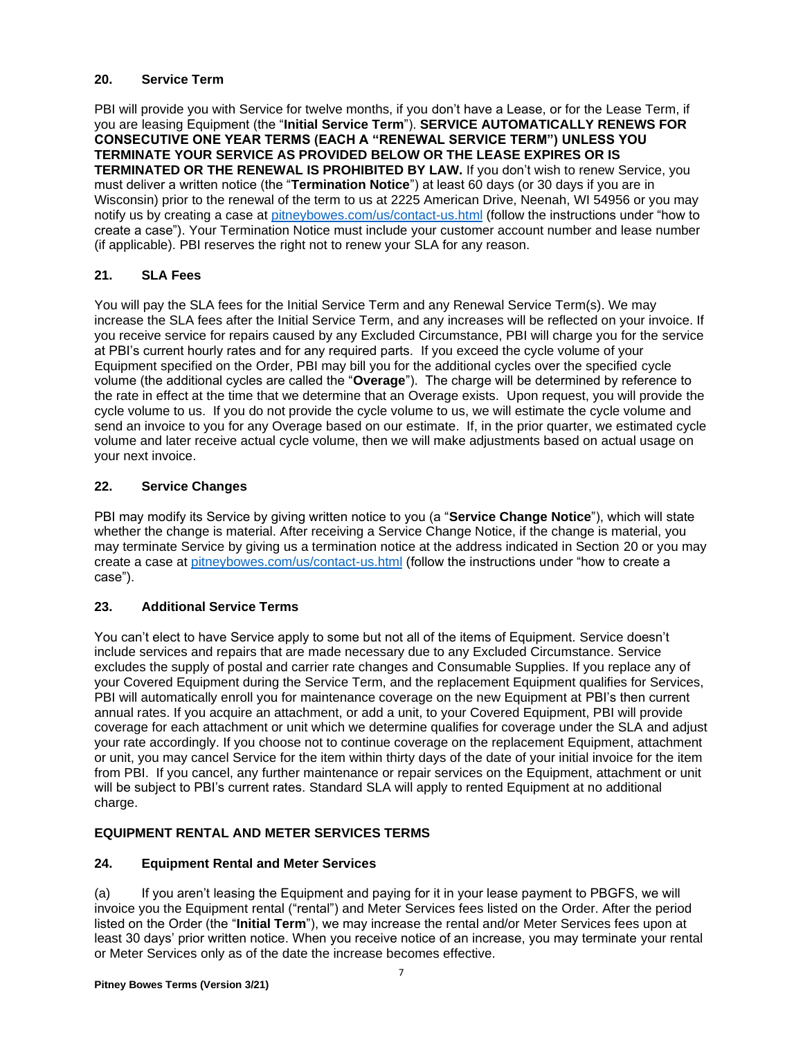## 20. Service Term

PBI will provide you with Service for twelve months, if you don't have a Lease, or for the Lease Term, if you are leasing Equipment (the "**Initial Service Term**"). **SERVICE AUTOMATICALLY RENEWS FOR CONSECUTIVE ONE YEAR TERMS (EACH A "RENEWAL SERVICE TERM") UNLESS YOU TERMINATE YOUR SERVICE AS PROVIDED BELOW OR THE LEASE EXPIRES OR IS TERMINATED OR THE RENEWAL IS PROHIBITED BY LAW.** If you don't wish to renew Service, you must deliver a written notice (the "**Termination Notice**") at least 60 days (or 30 days if you are in Wisconsin) prior to the renewal of the term to us at 2225 American Drive, Neenah, WI 54956 or you may notify us by creating a case at [pitneybowes.com/us/contact-us.html](pitneybowes.com/us/contact-us.html) (follow the instructions under "how to create a case"). Your Termination Notice must include your customer account number and lease number (if applicable). PBI reserves the right not to renew your SLA for any reason.

## 21. SLA Fees

You will pay the SLA fees for the Initial Service Term and any Renewal Service Term(s). We may increase the SLA fees after the Initial Service Term, and any increases will be reflected on your invoice. If you receive service for repairs caused by any Excluded Circumstance, PBI will charge you for the service at PBI's current hourly rates and for any required parts. If you exceed the cycle volume of your Equipment specified on the Order, PBI may bill you for the additional cycles over the specified cycle volume (the additional cycles are called the "**Overage**"). The charge will be determined by reference to the rate in effect at the time that we determine that an Overage exists. Upon request, you will provide the cycle volume to us. If you do not provide the cycle volume to us, we will estimate the cycle volume and send an invoice to you for any Overage based on our estimate. If, in the prior quarter, we estimated cycle volume and later receive actual cycle volume, then we will make adjustments based on actual usage on your next invoice.

## 22. Service Changes

PBI may modify its Service by giving written notice to you (a "**Service Change Notice**"), which will state whether the change is material. After receiving a Service Change Notice, if the change is material, you may terminate Service by giving us a termination notice at the address indicated in Section 20 or you may create a case at [pitneybowes.com/us/contact-us.html](pitneybowes.com/us/contact-us.html) (follow the instructions under "how to create a case").

## 23. Additional Service Terms

You can't elect to have Service apply to some but not all of the items of Equipment. Service doesn't include services and repairs that are made necessary due to any Excluded Circumstance. Service excludes the supply of postal and carrier rate changes and Consumable Supplies. If you replace any of your Covered Equipment during the Service Term, and the replacement Equipment qualifies for Services, PBI will automatically enroll you for maintenance coverage on the new Equipment at PBI's then current annual rates. If you acquire an attachment, or add a unit, to your Covered Equipment, PBI will provide coverage for each attachment or unit which we determine qualifies for coverage under the SLA and adjust your rate accordingly. If you choose not to continue coverage on the replacement Equipment, attachment or unit, you may cancel Service for the item within thirty days of the date of your initial invoice for the item from PBI. If you cancel, any further maintenance or repair services on the Equipment, attachment or unit will be subject to PBI's current rates. Standard SLA will apply to rented Equipment at no additional charge.

## EQUIPMENT RENTAL AND METER SERVICES TERMS

## 24. Equipment Rental and Meter Services

(a) If you aren't leasing the Equipment and paying for it in your lease payment to PBGFS, we will invoice you the Equipment rental ("rental") and Meter Services fees listed on the Order. After the period listed on the Order (the "**Initial Term**"), we may increase the rental and/or Meter Services fees upon at least 30 days' prior written notice. When you receive notice of an increase, you may terminate your rental or Meter Services only as of the date the increase becomes effective.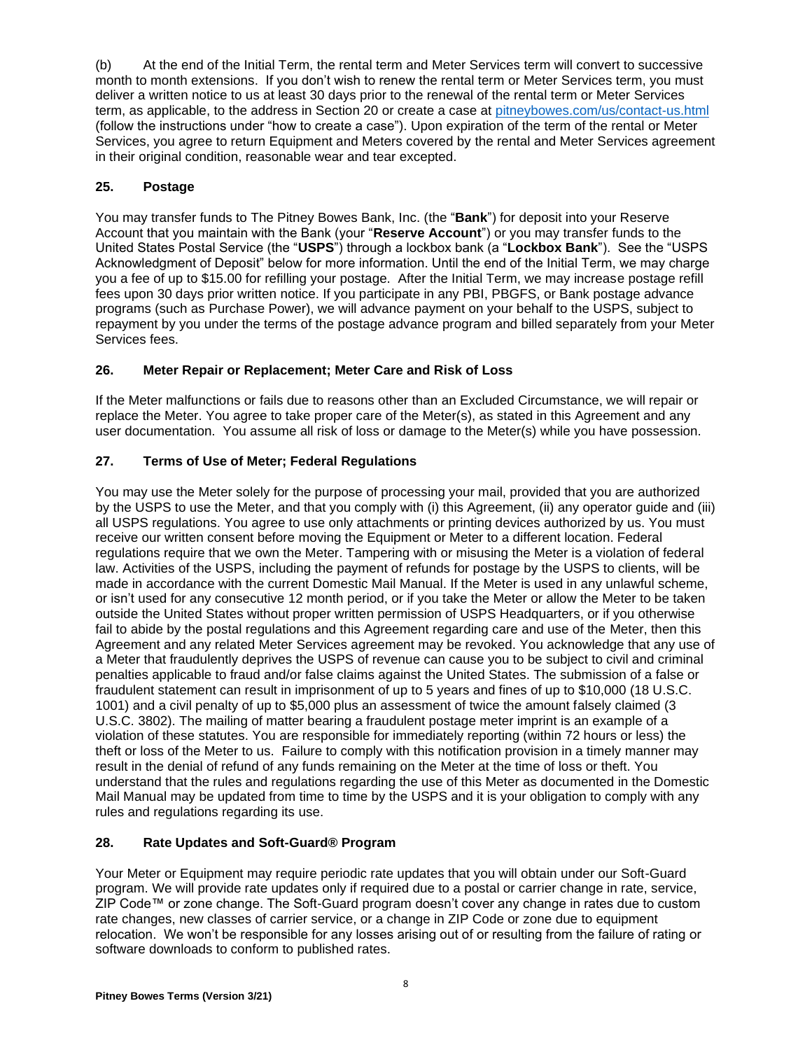(b) At the end of the Initial Term, the rental term and Meter Services term will convert to successive month to month extensions. If you don't wish to renew the rental term or Meter Services term, you must deliver a written notice to us at least 30 days prior to the renewal of the rental term or Meter Services term, as applicable, to the address in Section 20 or create a case at pitneybowes.com/us/contact-us.html (follow the instructions under "how to create a case"). Upon expiration of the term of the rental or Meter Services, you agree to return Equipment and Meters covered by the rental and Meter Services agreement in their original condition, reasonable wear and tear excepted.

## 25. Postage

You may transfer funds to The Pitney Bowes Bank, Inc. (the "**Bank**") for deposit into your Reserve Account that you maintain with the Bank (your "**Reserve Account**") or you may transfer funds to the United States Postal Service (the "**USPS**") through a lockbox bank (a "**Lockbox Bank**"). See the "USPS Acknowledgment of Deposit" below for more information. Until the end of the Initial Term, we may charge you a fee of up to $15.00 for refilling your postage. After the Initial Term, we may increase postage refill fees upon 30 days prior written notice. If you participate in any PBI, PBGFS, or Bank postage advance programs (such as Purchase Power), we will advance payment on your behalf to the USPS, subject to repayment by you under the terms of the postage advance program and billed separately from your Meter Services fees.

## 26. Meter Repair or Replacement; Meter Care and Risk of Loss

If the Meter malfunctions or fails due to reasons other than an Excluded Circumstance, we will repair or replace the Meter. You agree to take proper care of the Meter(s), as stated in this Agreement and any user documentation. You assume all risk of loss or damage to the Meter(s) while you have possession.

## 27. Terms of Use of Meter; Federal Regulations

You may use the Meter solely for the purpose of processing your mail, provided that you are authorized by the USPS to use the Meter, and that you comply with (i) this Agreement, (ii) any operator guide and (iii) all USPS regulations. You agree to use only attachments or printing devices authorized by us. You must receive our written consent before moving the Equipment or Meter to a different location. Federal regulations require that we own the Meter. Tampering with or misusing the Meter is a violation of federal law. Activities of the USPS, including the payment of refunds for postage by the USPS to clients, will be made in accordance with the current Domestic Mail Manual. If the Meter is used in any unlawful scheme, or isn't used for any consecutive 12 month period, or if you take the Meter or allow the Meter to be taken outside the United States without proper written permission of USPS Headquarters, or if you otherwise fail to abide by the postal regulations and this Agreement regarding care and use of the Meter, then this Agreement and any related Meter Services agreement may be revoked. You acknowledge that any use of a Meter that fraudulently deprives the USPS of revenue can cause you to be subject to civil and criminal penalties applicable to fraud and/or false claims against the United States. The submission of a false or fraudulent statement can result in imprisonment of up to 5 years and fines of up to $10,000 (18 U.S.C. 1001) and a civil penalty of up to $5,000 plus an assessment of twice the amount falsely claimed (3 U.S.C. 3802). The mailing of matter bearing a fraudulent postage meter imprint is an example of a violation of these statutes. You are responsible for immediately reporting (within 72 hours or less) the theft or loss of the Meter to us. Failure to comply with this notification provision in a timely manner may result in the denial of refund of any funds remaining on the Meter at the time of loss or theft. You understand that the rules and regulations regarding the use of this Meter as documented in the Domestic Mail Manual may be updated from time to time by the USPS and it is your obligation to comply with any rules and regulations regarding its use.

## 28. Rate Updates and Soft-Guard® Program

Your Meter or Equipment may require periodic rate updates that you will obtain under our Soft-Guard program. We will provide rate updates only if required due to a postal or carrier change in rate, service, ZIP Code™ or zone change. The Soft-Guard program doesn't cover any change in rates due to custom rate changes, new classes of carrier service, or a change in ZIP Code or zone due to equipment relocation. We won't be responsible for any losses arising out of or resulting from the failure of rating or software downloads to conform to published rates.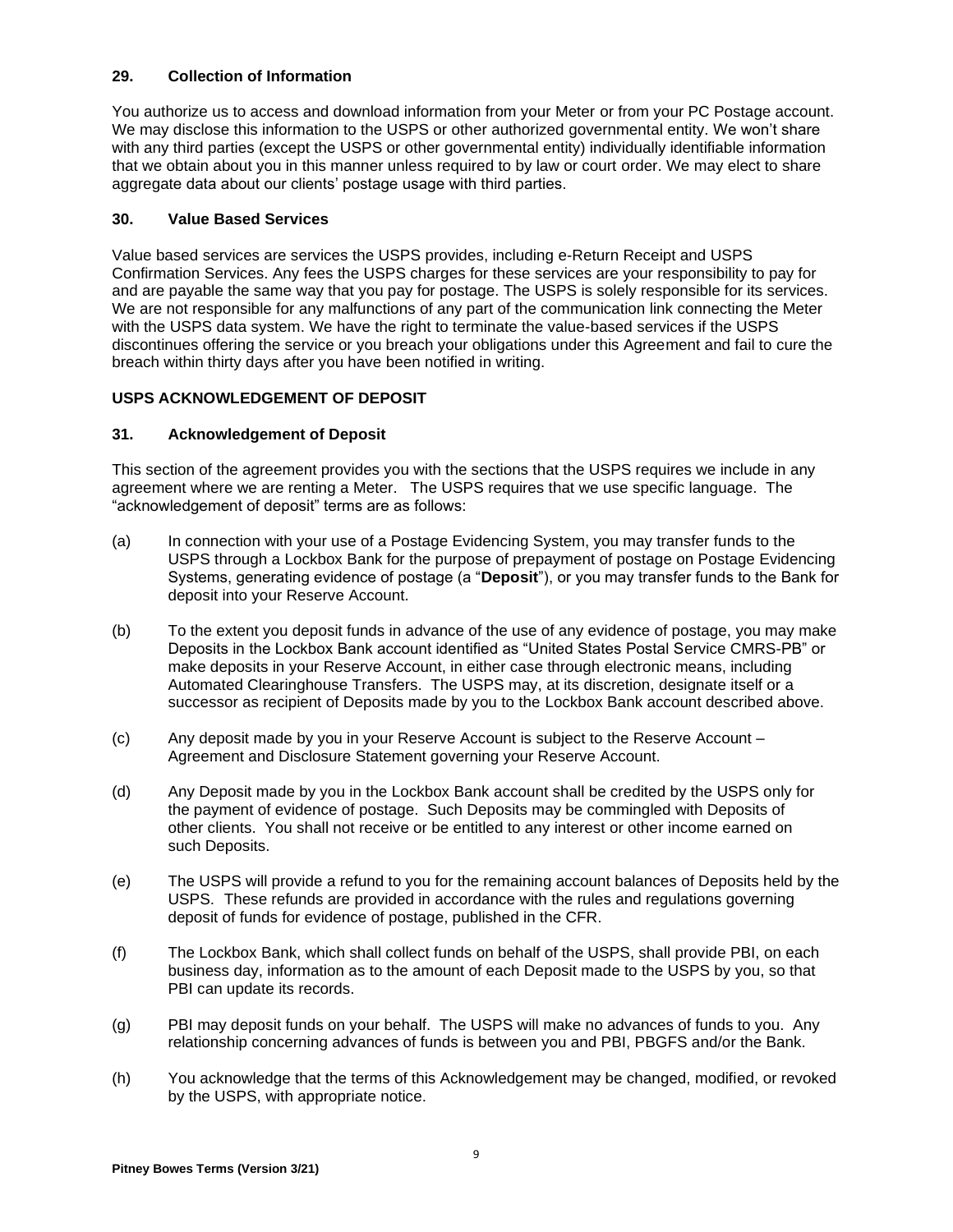### 29. Collection of Information

You authorize us to access and download information from your Meter or from your PC Postage account. We may disclose this information to the USPS or other authorized governmental entity. We won't share with any third parties (except the USPS or other governmental entity) individually identifiable information that we obtain about you in this manner unless required to by law or court order. We may elect to share aggregate data about our clients' postage usage with third parties.

### 30. Value Based Services

Value based services are services the USPS provides, including e-Return Receipt and USPS Confirmation Services. Any fees the USPS charges for these services are your responsibility to pay for and are payable the same way that you pay for postage. The USPS is solely responsible for its services. We are not responsible for any malfunctions of any part of the communication link connecting the Meter with the USPS data system. We have the right to terminate the value-based services if the USPS discontinues offering the service or you breach your obligations under this Agreement and fail to cure the breach within thirty days after you have been notified in writing.

## USPS ACKNOWLEDGEMENT OF DEPOSIT

### 31. Acknowledgement of Deposit

This section of the agreement provides you with the sections that the USPS requires we include in any agreement where we are renting a Meter. The USPS requires that we use specific language. The "acknowledgement of deposit" terms are as follows:

(a) In connection with your use of a Postage Evidencing System, you may transfer funds to the USPS through a Lockbox Bank for the purpose of prepayment of postage on Postage Evidencing Systems, generating evidence of postage (a "**Deposit**"), or you may transfer funds to the Bank for deposit into your Reserve Account.

(b) To the extent you deposit funds in advance of the use of any evidence of postage, you may make Deposits in the Lockbox Bank account identified as "United States Postal Service CMRS-PB" or make deposits in your Reserve Account, in either case through electronic means, including Automated Clearinghouse Transfers. The USPS may, at its discretion, designate itself or a successor as recipient of Deposits made by you to the Lockbox Bank account described above.

(c) Any deposit made by you in your Reserve Account is subject to the Reserve Account – Agreement and Disclosure Statement governing your Reserve Account.

(d) Any Deposit made by you in the Lockbox Bank account shall be credited by the USPS only for the payment of evidence of postage. Such Deposits may be commingled with Deposits of other clients. You shall not receive or be entitled to any interest or other income earned on such Deposits.

(e) The USPS will provide a refund to you for the remaining account balances of Deposits held by the USPS. These refunds are provided in accordance with the rules and regulations governing deposit of funds for evidence of postage, published in the CFR.

(f) The Lockbox Bank, which shall collect funds on behalf of the USPS, shall provide PBI, on each business day, information as to the amount of each Deposit made to the USPS by you, so that PBI can update its records.

(g) PBI may deposit funds on your behalf. The USPS will make no advances of funds to you. Any relationship concerning advances of funds is between you and PBI, PBGFS and/or the Bank.

(h) You acknowledge that the terms of this Acknowledgement may be changed, modified, or revoked by the USPS, with appropriate notice.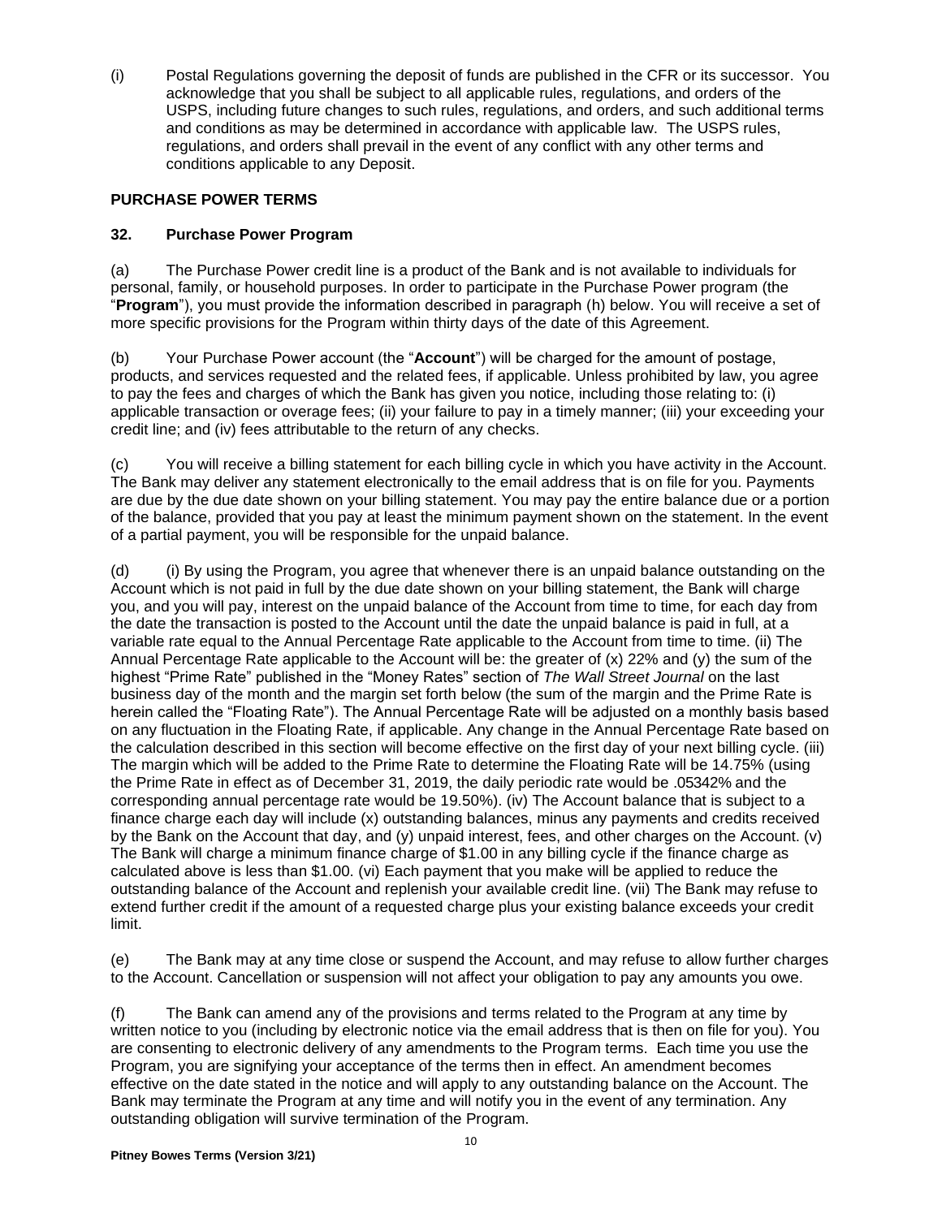(i) Postal Regulations governing the deposit of funds are published in the CFR or its successor. You acknowledge that you shall be subject to all applicable rules, regulations, and orders of the USPS, including future changes to such rules, regulations, and orders, and such additional terms and conditions as may be determined in accordance with applicable law. The USPS rules, regulations, and orders shall prevail in the event of any conflict with any other terms and conditions applicable to any Deposit.

## PURCHASE POWER TERMS

### 32. Purchase Power Program

(a) The Purchase Power credit line is a product of the Bank and is not available to individuals for personal, family, or household purposes. In order to participate in the Purchase Power program (the "**Program**"), you must provide the information described in paragraph (h) below. You will receive a set of more specific provisions for the Program within thirty days of the date of this Agreement.

(b) Your Purchase Power account (the "**Account**") will be charged for the amount of postage, products, and services requested and the related fees, if applicable. Unless prohibited by law, you agree to pay the fees and charges of which the Bank has given you notice, including those relating to: (i) applicable transaction or overage fees; (ii) your failure to pay in a timely manner; (iii) your exceeding your credit line; and (iv) fees attributable to the return of any checks.

(c) You will receive a billing statement for each billing cycle in which you have activity in the Account. The Bank may deliver any statement electronically to the email address that is on file for you. Payments are due by the due date shown on your billing statement. You may pay the entire balance due or a portion of the balance, provided that you pay at least the minimum payment shown on the statement. In the event of a partial payment, you will be responsible for the unpaid balance.

(d) (i) By using the Program, you agree that whenever there is an unpaid balance outstanding on the Account which is not paid in full by the due date shown on your billing statement, the Bank will charge you, and you will pay, interest on the unpaid balance of the Account from time to time, for each day from the date the transaction is posted to the Account until the date the unpaid balance is paid in full, at a variable rate equal to the Annual Percentage Rate applicable to the Account from time to time. (ii) The Annual Percentage Rate applicable to the Account will be: the greater of (x) 22% and (y) the sum of the highest "Prime Rate" published in the "Money Rates" section of *The Wall Street Journal* on the last business day of the month and the margin set forth below (the sum of the margin and the Prime Rate is herein called the "Floating Rate"). The Annual Percentage Rate will be adjusted on a monthly basis based on any fluctuation in the Floating Rate, if applicable. Any change in the Annual Percentage Rate based on the calculation described in this section will become effective on the first day of your next billing cycle. (iii) The margin which will be added to the Prime Rate to determine the Floating Rate will be 14.75% (using the Prime Rate in effect as of December 31, 2019, the daily periodic rate would be .05342% and the corresponding annual percentage rate would be 19.50%). (iv) The Account balance that is subject to a finance charge each day will include (x) outstanding balances, minus any payments and credits received by the Bank on the Account that day, and (y) unpaid interest, fees, and other charges on the Account. (v) The Bank will charge a minimum finance charge of $1.00 in any billing cycle if the finance charge as calculated above is less than $1.00. (vi) Each payment that you make will be applied to reduce the outstanding balance of the Account and replenish your available credit line. (vii) The Bank may refuse to extend further credit if the amount of a requested charge plus your existing balance exceeds your credit limit.

(e) The Bank may at any time close or suspend the Account, and may refuse to allow further charges to the Account. Cancellation or suspension will not affect your obligation to pay any amounts you owe.

(f) The Bank can amend any of the provisions and terms related to the Program at any time by written notice to you (including by electronic notice via the email address that is then on file for you). You are consenting to electronic delivery of any amendments to the Program terms. Each time you use the Program, you are signifying your acceptance of the terms then in effect. An amendment becomes effective on the date stated in the notice and will apply to any outstanding balance on the Account. The Bank may terminate the Program at any time and will notify you in the event of any termination. Any outstanding obligation will survive termination of the Program.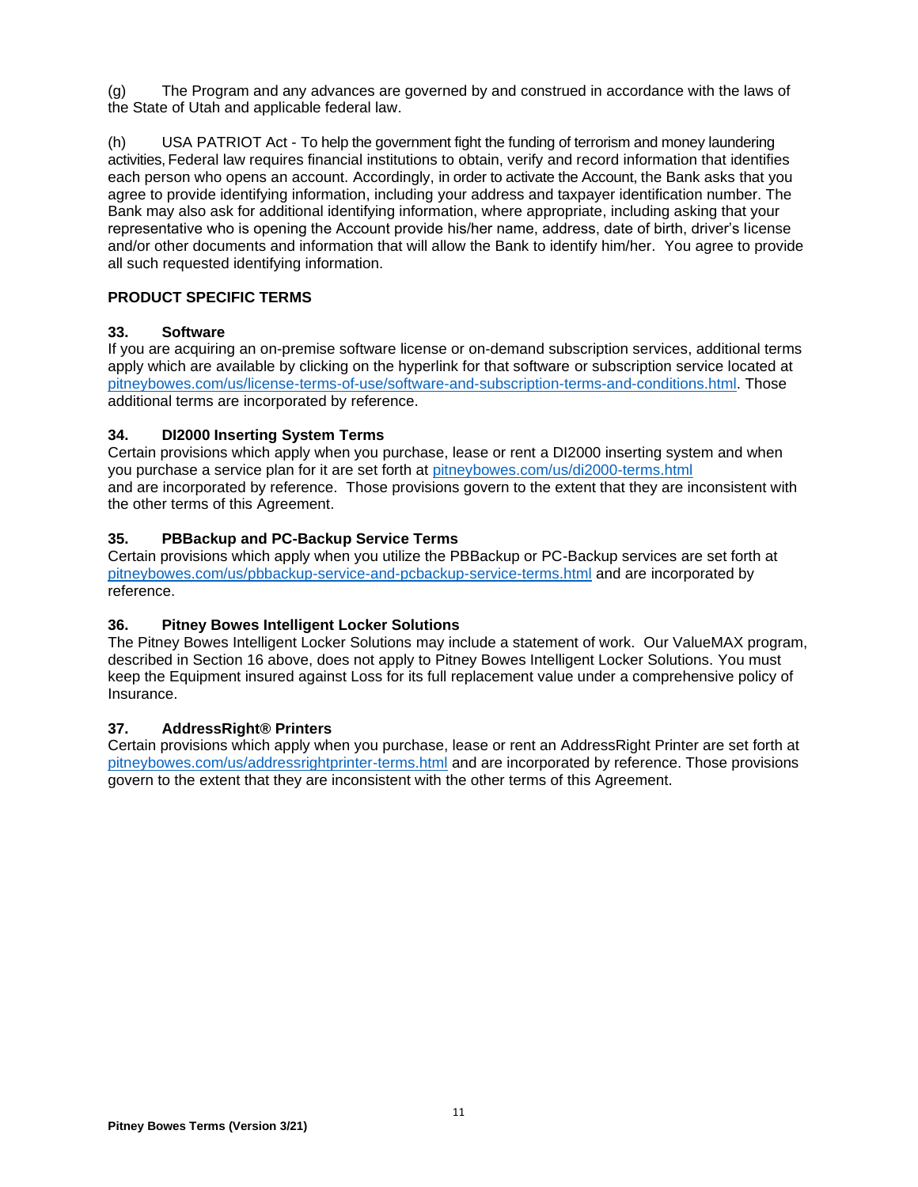(g) The Program and any advances are governed by and construed in accordance with the laws of the State of Utah and applicable federal law.

(h) USA PATRIOT Act - To help the government fight the funding of terrorism and money laundering activities, Federal law requires financial institutions to obtain, verify and record information that identifies each person who opens an account. Accordingly, in order to activate the Account, the Bank asks that you agree to provide identifying information, including your address and taxpayer identification number. The Bank may also ask for additional identifying information, where appropriate, including asking that your representative who is opening the Account provide his/her name, address, date of birth, driver's license and/or other documents and information that will allow the Bank to identify him/her. You agree to provide all such requested identifying information.

## PRODUCT SPECIFIC TERMS

### 33. Software

If you are acquiring an on-premise software license or on-demand subscription services, additional terms apply which are available by clicking on the hyperlink for that software or subscription service located at pitneybowes.com/us/license-terms-of-use/software-and-subscription-terms-and-conditions.html. Those additional terms are incorporated by reference.

### 34. DI2000 Inserting System Terms

Certain provisions which apply when you purchase, lease or rent a DI2000 inserting system and when you purchase a service plan for it are set forth at pitneybowes.com/us/di2000-terms.html and are incorporated by reference. Those provisions govern to the extent that they are inconsistent with the other terms of this Agreement.

### 35. PBBackup and PC-Backup Service Terms

Certain provisions which apply when you utilize the PBBackup or PC-Backup services are set forth at pitneybowes.com/us/pbbackup-service-and-pcbackup-service-terms.html and are incorporated by reference.

### 36. Pitney Bowes Intelligent Locker Solutions

The Pitney Bowes Intelligent Locker Solutions may include a statement of work. Our ValueMAX program, described in Section 16 above, does not apply to Pitney Bowes Intelligent Locker Solutions. You must keep the Equipment insured against Loss for its full replacement value under a comprehensive policy of Insurance.

### 37. AddressRight® Printers

Certain provisions which apply when you purchase, lease or rent an AddressRight Printer are set forth at pitneybowes.com/us/addressrightprinter-terms.html and are incorporated by reference. Those provisions govern to the extent that they are inconsistent with the other terms of this Agreement.